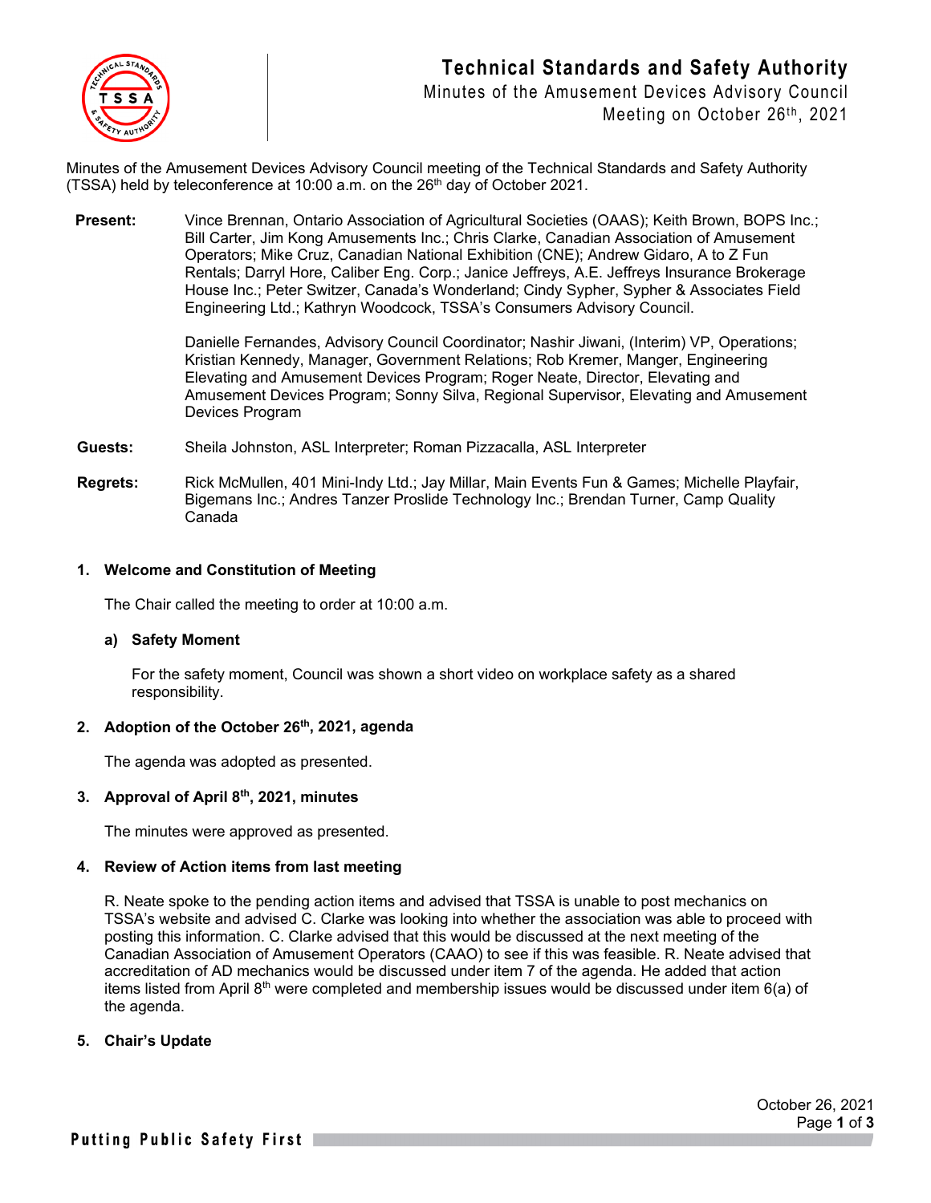# Technical Standards and Safety Authority

Minutes of the Amusement Devices Advisory Council
Meeting on October 26th, 2021

Minutes of the Amusement Devices Advisory Council meeting of the Technical Standards and Safety Authority (TSSA) held by teleconference at 10:00 a.m. on the 26th day of October 2021.

**Present:** Vince Brennan, Ontario Association of Agricultural Societies (OAAS); Keith Brown, BOPS Inc.; Bill Carter, Jim Kong Amusements Inc.; Chris Clarke, Canadian Association of Amusement Operators; Mike Cruz, Canadian National Exhibition (CNE); Andrew Gidaro, A to Z Fun Rentals; Darryl Hore, Caliber Eng. Corp.; Janice Jeffreys, A.E. Jeffreys Insurance Brokerage House Inc.; Peter Switzer, Canada's Wonderland; Cindy Sypher, Sypher & Associates Field Engineering Ltd.; Kathryn Woodcock, TSSA's Consumers Advisory Council.

Danielle Fernandes, Advisory Council Coordinator; Nashir Jiwani, (Interim) VP, Operations; Kristian Kennedy, Manager, Government Relations; Rob Kremer, Manger, Engineering Elevating and Amusement Devices Program; Roger Neate, Director, Elevating and Amusement Devices Program; Sonny Silva, Regional Supervisor, Elevating and Amusement Devices Program

**Guests:** Sheila Johnston, ASL Interpreter; Roman Pizzacalla, ASL Interpreter

**Regrets:** Rick McMullen, 401 Mini-Indy Ltd.; Jay Millar, Main Events Fun & Games; Michelle Playfair, Bigemans Inc.; Andres Tanzer Proslide Technology Inc.; Brendan Turner, Camp Quality Canada

## 1. Welcome and Constitution of Meeting

The Chair called the meeting to order at 10:00 a.m.

### a) Safety Moment

For the safety moment, Council was shown a short video on workplace safety as a shared responsibility.

## 2. Adoption of the October 26th, 2021, agenda

The agenda was adopted as presented.

## 3. Approval of April 8th, 2021, minutes

The minutes were approved as presented.

## 4. Review of Action items from last meeting

R. Neate spoke to the pending action items and advised that TSSA is unable to post mechanics on TSSA's website and advised C. Clarke was looking into whether the association was able to proceed with posting this information. C. Clarke advised that this would be discussed at the next meeting of the Canadian Association of Amusement Operators (CAAO) to see if this was feasible. R. Neate advised that accreditation of AD mechanics would be discussed under item 7 of the agenda. He added that action items listed from April 8th were completed and membership issues would be discussed under item 6(a) of the agenda.

## 5. Chair's Update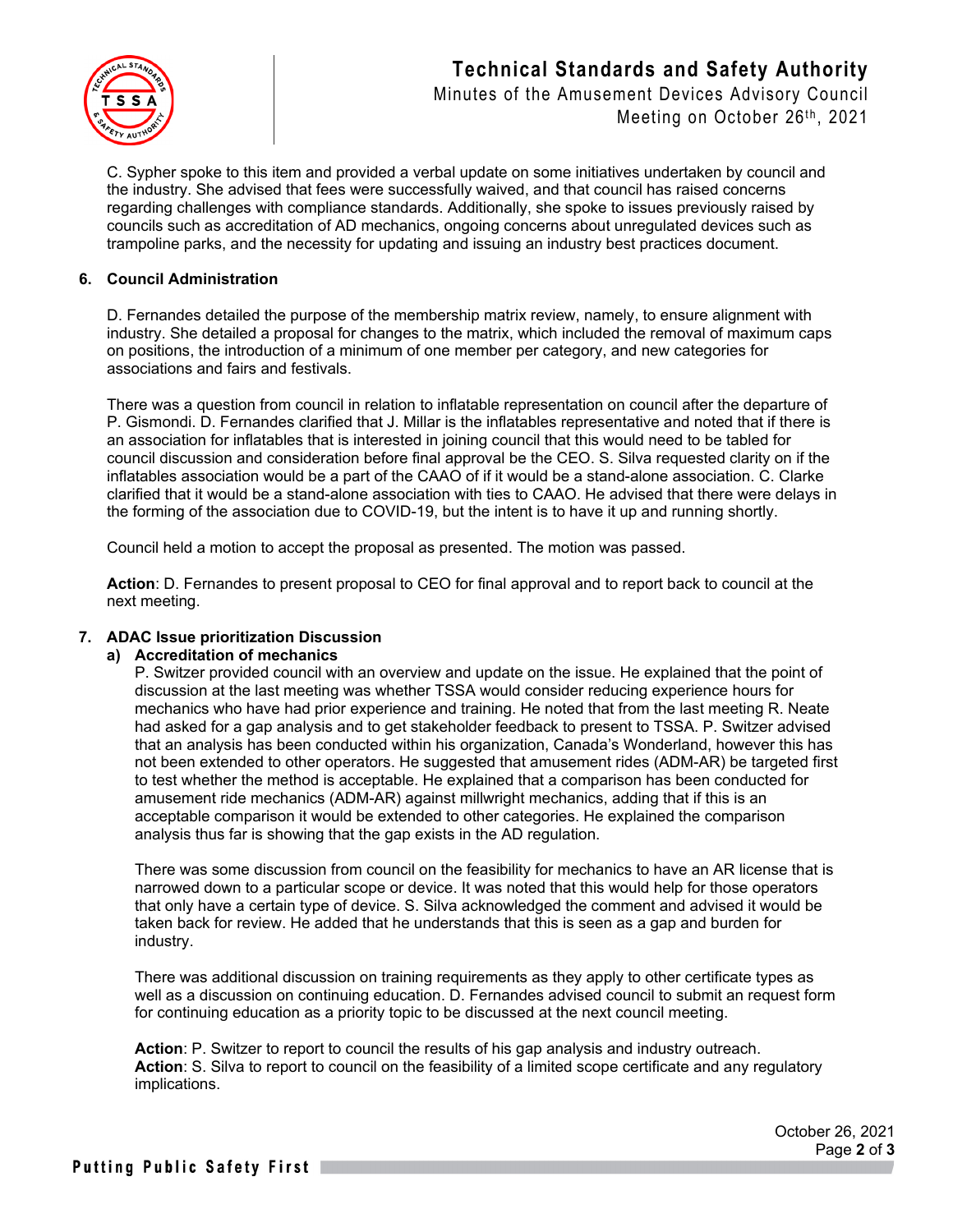C. Sypher spoke to this item and provided a verbal update on some initiatives undertaken by council and the industry. She advised that fees were successfully waived, and that council has raised concerns regarding challenges with compliance standards. Additionally, she spoke to issues previously raised by councils such as accreditation of AD mechanics, ongoing concerns about unregulated devices such as trampoline parks, and the necessity for updating and issuing an industry best practices document.

## 6. Council Administration

D. Fernandes detailed the purpose of the membership matrix review, namely, to ensure alignment with industry. She detailed a proposal for changes to the matrix, which included the removal of maximum caps on positions, the introduction of a minimum of one member per category, and new categories for associations and fairs and festivals.

There was a question from council in relation to inflatable representation on council after the departure of P. Gismondi. D. Fernandes clarified that J. Millar is the inflatables representative and noted that if there is an association for inflatables that is interested in joining council that this would need to be tabled for council discussion and consideration before final approval be the CEO. S. Silva requested clarity on if the inflatables association would be a part of the CAAO of if it would be a stand-alone association. C. Clarke clarified that it would be a stand-alone association with ties to CAAO. He advised that there were delays in the forming of the association due to COVID-19, but the intent is to have it up and running shortly.

Council held a motion to accept the proposal as presented. The motion was passed.

**Action**: D. Fernandes to present proposal to CEO for final approval and to report back to council at the next meeting.

## 7. ADAC Issue prioritization Discussion

### a) Accreditation of mechanics

P. Switzer provided council with an overview and update on the issue. He explained that the point of discussion at the last meeting was whether TSSA would consider reducing experience hours for mechanics who have had prior experience and training. He noted that from the last meeting R. Neate had asked for a gap analysis and to get stakeholder feedback to present to TSSA. P. Switzer advised that an analysis has been conducted within his organization, Canada's Wonderland, however this has not been extended to other operators. He suggested that amusement rides (ADM-AR) be targeted first to test whether the method is acceptable. He explained that a comparison has been conducted for amusement ride mechanics (ADM-AR) against millwright mechanics, adding that if this is an acceptable comparison it would be extended to other categories. He explained the comparison analysis thus far is showing that the gap exists in the AD regulation.

There was some discussion from council on the feasibility for mechanics to have an AR license that is narrowed down to a particular scope or device. It was noted that this would help for those operators that only have a certain type of device. S. Silva acknowledged the comment and advised it would be taken back for review. He added that he understands that this is seen as a gap and burden for industry.

There was additional discussion on training requirements as they apply to other certificate types as well as a discussion on continuing education. D. Fernandes advised council to submit an request form for continuing education as a priority topic to be discussed at the next council meeting.

**Action**: P. Switzer to report to council the results of his gap analysis and industry outreach.
**Action**: S. Silva to report to council on the feasibility of a limited scope certificate and any regulatory implications.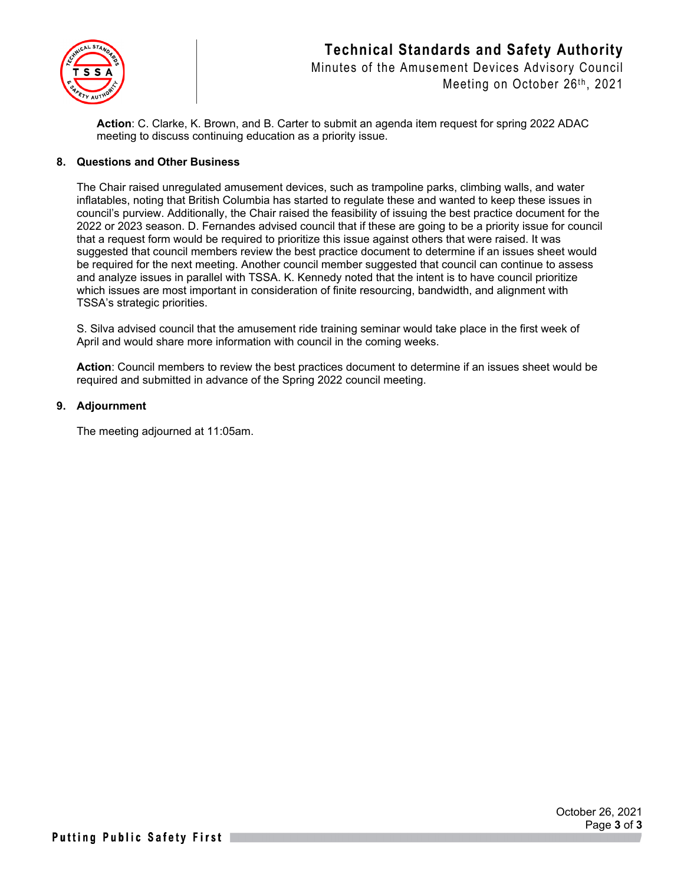**Action**: C. Clarke, K. Brown, and B. Carter to submit an agenda item request for spring 2022 ADAC meeting to discuss continuing education as a priority issue.

## 8. Questions and Other Business

The Chair raised unregulated amusement devices, such as trampoline parks, climbing walls, and water inflatables, noting that British Columbia has started to regulate these and wanted to keep these issues in council's purview. Additionally, the Chair raised the feasibility of issuing the best practice document for the 2022 or 2023 season. D. Fernandes advised council that if these are going to be a priority issue for council that a request form would be required to prioritize this issue against others that were raised. It was suggested that council members review the best practice document to determine if an issues sheet would be required for the next meeting. Another council member suggested that council can continue to assess and analyze issues in parallel with TSSA. K. Kennedy noted that the intent is to have council prioritize which issues are most important in consideration of finite resourcing, bandwidth, and alignment with TSSA's strategic priorities.

S. Silva advised council that the amusement ride training seminar would take place in the first week of April and would share more information with council in the coming weeks.

**Action**: Council members to review the best practices document to determine if an issues sheet would be required and submitted in advance of the Spring 2022 council meeting.

## 9. Adjournment

The meeting adjourned at 11:05am.